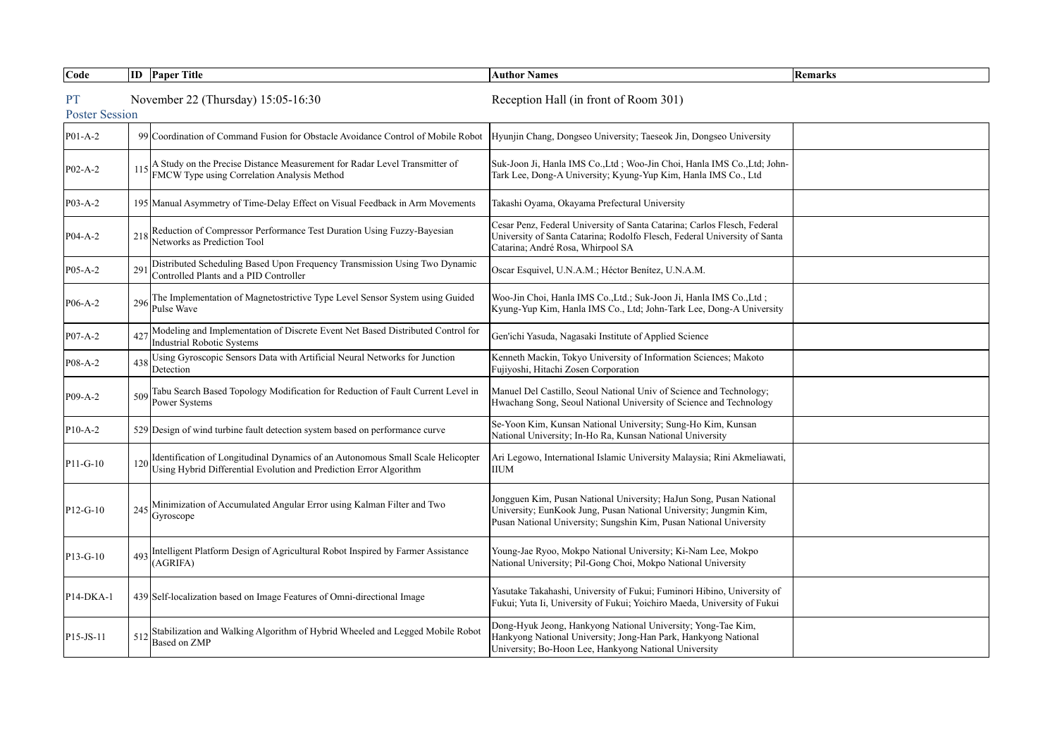| Code | ID | Paper Title | Author Names | Remarks |
|---|---|---|---|---|

**PT** November 22 (Thursday) 15:05-16:30 Reception Hall (in front of Room 301)

**Poster Session**

| Code | ID | Paper Title | Author Names | Remarks |
|---|---|---|---|---|
| P01-A-2 | 99 | Coordination of Command Fusion for Obstacle Avoidance Control of Mobile Robot | Hyunjin Chang, Dongseo University; Taeseok Jin, Dongseo University | |
| P02-A-2 | 115 | A Study on the Precise Distance Measurement for Radar Level Transmitter of FMCW Type using Correlation Analysis Method | Suk-Joon Ji, Hanla IMS Co.,Ltd ; Woo-Jin Choi, Hanla IMS Co.,Ltd; John-Tark Lee, Dong-A University; Kyung-Yup Kim, Hanla IMS Co., Ltd | |
| P03-A-2 | 195 | Manual Asymmetry of Time-Delay Effect on Visual Feedback in Arm Movements | Takashi Oyama, Okayama Prefectural University | |
| P04-A-2 | 218 | Reduction of Compressor Performance Test Duration Using Fuzzy-Bayesian Networks as Prediction Tool | Cesar Penz, Federal University of Santa Catarina; Carlos Flesch, Federal University of Santa Catarina; Rodolfo Flesch, Federal University of Santa Catarina; André Rosa, Whirpool SA | |
| P05-A-2 | 291 | Distributed Scheduling Based Upon Frequency Transmission Using Two Dynamic Controlled Plants and a PID Controller | Oscar Esquivel, U.N.A.M.; Héctor Benítez, U.N.A.M. | |
| P06-A-2 | 296 | The Implementation of Magnetostrictive Type Level Sensor System using Guided Pulse Wave | Woo-Jin Choi, Hanla IMS Co.,Ltd.; Suk-Joon Ji, Hanla IMS Co.,Ltd ; Kyung-Yup Kim, Hanla IMS Co., Ltd; John-Tark Lee, Dong-A University | |
| P07-A-2 | 427 | Modeling and Implementation of Discrete Event Net Based Distributed Control for Industrial Robotic Systems | Gen'ichi Yasuda, Nagasaki Institute of Applied Science | |
| P08-A-2 | 438 | Using Gyroscopic Sensors Data with Artificial Neural Networks for Junction Detection | Kenneth Mackin, Tokyo University of Information Sciences; Makoto Fujiyoshi, Hitachi Zosen Corporation | |
| P09-A-2 | 509 | Tabu Search Based Topology Modification for Reduction of Fault Current Level in Power Systems | Manuel Del Castillo, Seoul National Univ of Science and Technology; Hwachang Song, Seoul National University of Science and Technology | |
| P10-A-2 | 529 | Design of wind turbine fault detection system based on performance curve | Se-Yoon Kim, Kunsan National University; Sung-Ho Kim, Kunsan National University; In-Ho Ra, Kunsan National University | |
| P11-G-10 | 120 | Identification of Longitudinal Dynamics of an Autonomous Small Scale Helicopter Using Hybrid Differential Evolution and Prediction Error Algorithm | Ari Legowo, International Islamic University Malaysia; Rini Akmeliawati, IIUM | |
| P12-G-10 | 245 | Minimization of Accumulated Angular Error using Kalman Filter and Two Gyroscope | Jongguen Kim, Pusan National University; HaJun Song, Pusan National University; EunKook Jung, Pusan National University; Jungmin Kim, Pusan National University; Sungshin Kim, Pusan National University | |
| P13-G-10 | 493 | Intelligent Platform Design of Agricultural Robot Inspired by Farmer Assistance (AGRIFA) | Young-Jae Ryoo, Mokpo National University; Ki-Nam Lee, Mokpo National University; Pil-Gong Choi, Mokpo National University | |
| P14-DKA-1 | 439 | Self-localization based on Image Features of Omni-directional Image | Yasutake Takahashi, University of Fukui; Fuminori Hibino, University of Fukui; Yuta Ii, University of Fukui; Yoichiro Maeda, University of Fukui | |
| P15-JS-11 | 512 | Stabilization and Walking Algorithm of Hybrid Wheeled and Legged Mobile Robot Based on ZMP | Dong-Hyuk Jeong, Hankyong National University; Yong-Tae Kim, Hankyong National University; Jong-Han Park, Hankyong National University; Bo-Hoon Lee, Hankyong National University | |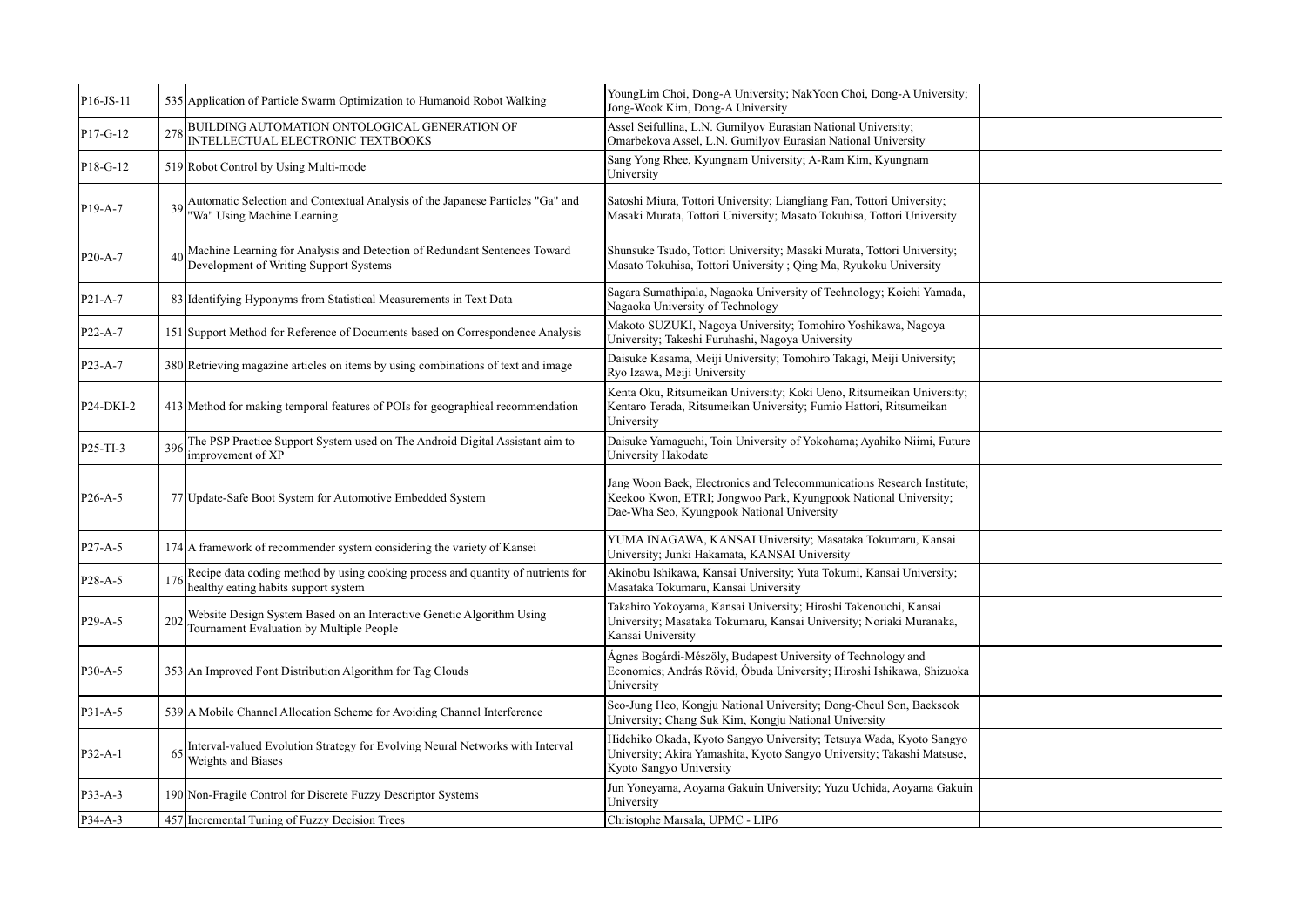| | | | | |
|---|---|---|---|---|
| P16-JS-11 | 535 | Application of Particle Swarm Optimization to Humanoid Robot Walking | YoungLim Choi, Dong-A University; NakYoon Choi, Dong-A University; Jong-Wook Kim, Dong-A University | |
| P17-G-12 | 278 | BUILDING AUTOMATION ONTOLOGICAL GENERATION OF INTELLECTUAL ELECTRONIC TEXTBOOKS | Assel Seifullina, L.N. Gumilyov Eurasian National University; Omarbekova Assel, L.N. Gumilyov Eurasian National University | |
| P18-G-12 | 519 | Robot Control by Using Multi-mode | Sang Yong Rhee, Kyungnam University; A-Ram Kim, Kyungnam University | |
| P19-A-7 | 39 | Automatic Selection and Contextual Analysis of the Japanese Particles "Ga" and "Wa" Using Machine Learning | Satoshi Miura, Tottori University; Liangliang Fan, Tottori University; Masaki Murata, Tottori University; Masato Tokuhisa, Tottori University | |
| P20-A-7 | 40 | Machine Learning for Analysis and Detection of Redundant Sentences Toward Development of Writing Support Systems | Shunsuke Tsudo, Tottori University; Masaki Murata, Tottori University; Masato Tokuhisa, Tottori University ; Qing Ma, Ryukoku University | |
| P21-A-7 | 83 | Identifying Hyponyms from Statistical Measurements in Text Data | Sagara Sumathipala, Nagaoka University of Technology; Koichi Yamada, Nagaoka University of Technology | |
| P22-A-7 | 151 | Support Method for Reference of Documents based on Correspondence Analysis | Makoto SUZUKI, Nagoya University; Tomohiro Yoshikawa, Nagoya University; Takeshi Furuhashi, Nagoya University | |
| P23-A-7 | 380 | Retrieving magazine articles on items by using combinations of text and image | Daisuke Kasama, Meiji University; Tomohiro Takagi, Meiji University; Ryo Izawa, Meiji University | |
| P24-DKI-2 | 413 | Method for making temporal features of POIs for geographical recommendation | Kenta Oku, Ritsumeikan University; Koki Ueno, Ritsumeikan University; Kentaro Terada, Ritsumeikan University; Fumio Hattori, Ritsumeikan University | |
| P25-TI-3 | 396 | The PSP Practice Support System used on The Android Digital Assistant aim to improvement of XP | Daisuke Yamaguchi, Toin University of Yokohama; Ayahiko Niimi, Future University Hakodate | |
| P26-A-5 | 77 | Update-Safe Boot System for Automotive Embedded System | Jang Woon Baek, Electronics and Telecommunications Research Institute; Keekoo Kwon, ETRI; Jongwoo Park, Kyungpook National University; Dae-Wha Seo, Kyungpook National University | |
| P27-A-5 | 174 | A framework of recommender system considering the variety of Kansei | YUMA INAGAWA, KANSAI University; Masataka Tokumaru, Kansai University; Junki Hakamata, KANSAI University | |
| P28-A-5 | 176 | Recipe data coding method by using cooking process and quantity of nutrients for healthy eating habits support system | Akinobu Ishikawa, Kansai University; Yuta Tokumi, Kansai University; Masataka Tokumaru, Kansai University | |
| P29-A-5 | 202 | Website Design System Based on an Interactive Genetic Algorithm Using Tournament Evaluation by Multiple People | Takahiro Yokoyama, Kansai University; Hiroshi Takenouchi, Kansai University; Masataka Tokumaru, Kansai University; Noriaki Muranaka, Kansai University | |
| P30-A-5 | 353 | An Improved Font Distribution Algorithm for Tag Clouds | Ágnes Bogárdi-Mészöly, Budapest University of Technology and Economics; András Rövid, Óbuda University; Hiroshi Ishikawa, Shizuoka University | |
| P31-A-5 | 539 | A Mobile Channel Allocation Scheme for Avoiding Channel Interference | Seo-Jung Heo, Kongju National University; Dong-Cheul Son, Baekseok University; Chang Suk Kim, Kongju National University | |
| P32-A-1 | 65 | Interval-valued Evolution Strategy for Evolving Neural Networks with Interval Weights and Biases | Hidehiko Okada, Kyoto Sangyo University; Tetsuya Wada, Kyoto Sangyo University; Akira Yamashita, Kyoto Sangyo University; Takashi Matsuse, Kyoto Sangyo University | |
| P33-A-3 | 190 | Non-Fragile Control for Discrete Fuzzy Descriptor Systems | Jun Yoneyama, Aoyama Gakuin University; Yuzu Uchida, Aoyama Gakuin University | |
| P34-A-3 | 457 | Incremental Tuning of Fuzzy Decision Trees | Christophe Marsala, UPMC - LIP6 | |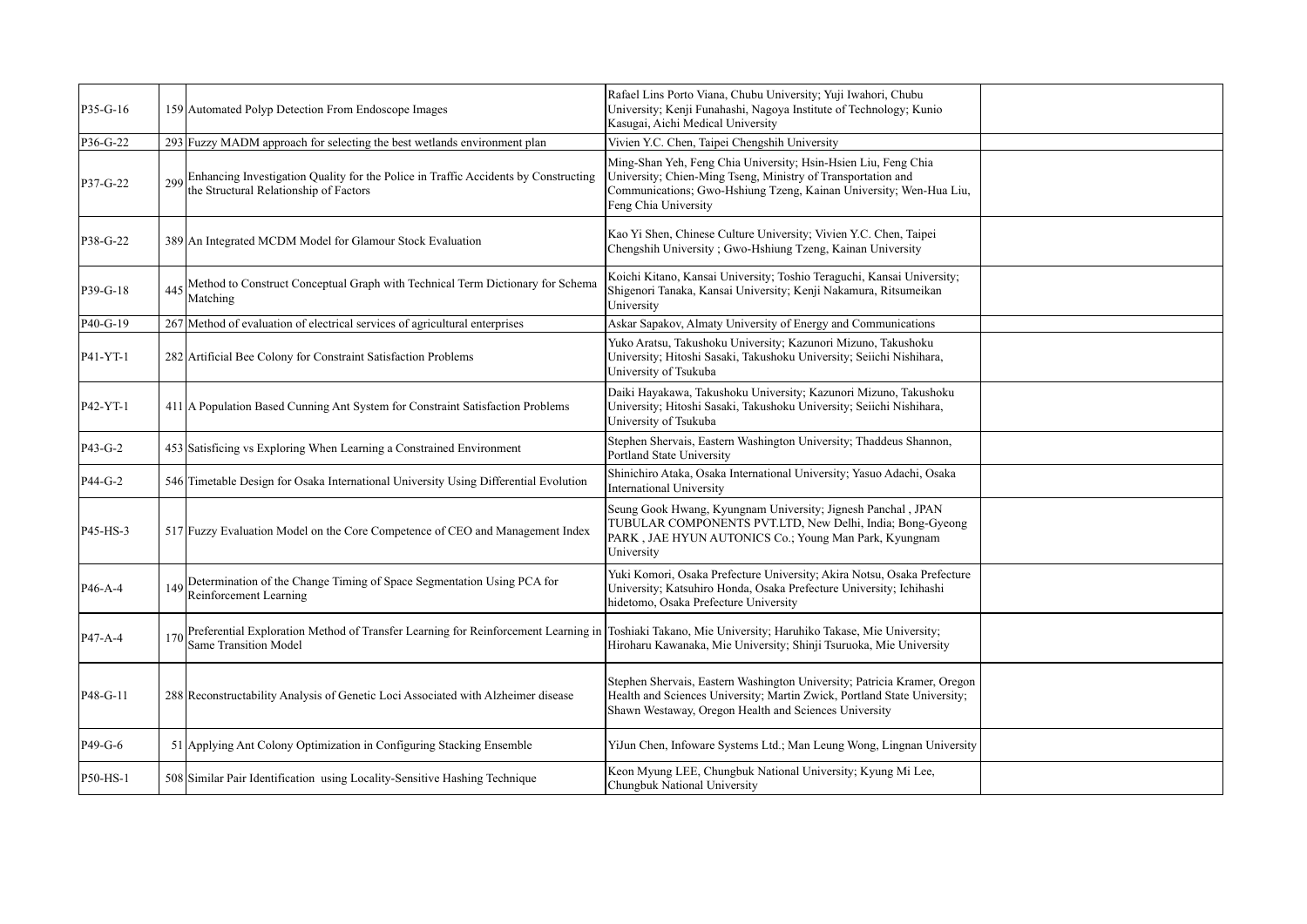| | | | | |
|---|---|---|---|---|
| P35-G-16 | 159 | Automated Polyp Detection From Endoscope Images | Rafael Lins Porto Viana, Chubu University; Yuji Iwahori, Chubu University; Kenji Funahashi, Nagoya Institute of Technology; Kunio Kasugai, Aichi Medical University | |
| P36-G-22 | 293 | Fuzzy MADM approach for selecting the best wetlands environment plan | Vivien Y.C. Chen, Taipei Chengshih University | |
| P37-G-22 | 299 | Enhancing Investigation Quality for the Police in Traffic Accidents by Constructing the Structural Relationship of Factors | Ming-Shan Yeh, Feng Chia University; Hsin-Hsien Liu, Feng Chia University; Chien-Ming Tseng, Ministry of Transportation and Communications; Gwo-Hshiung Tzeng, Kainan University; Wen-Hua Liu, Feng Chia University | |
| P38-G-22 | 389 | An Integrated MCDM Model for Glamour Stock Evaluation | Kao Yi Shen, Chinese Culture University; Vivien Y.C. Chen, Taipei Chengshih University ; Gwo-Hshiung Tzeng, Kainan University | |
| P39-G-18 | 445 | Method to Construct Conceptual Graph with Technical Term Dictionary for Schema Matching | Koichi Kitano, Kansai University; Toshio Teraguchi, Kansai University; Shigenori Tanaka, Kansai University; Kenji Nakamura, Ritsumeikan University | |
| P40-G-19 | 267 | Method of evaluation of electrical services of agricultural enterprises | Askar Sapakov, Almaty University of Energy and Communications | |
| P41-YT-1 | 282 | Artificial Bee Colony for Constraint Satisfaction Problems | Yuko Aratsu, Takushoku University; Kazunori Mizuno, Takushoku University; Hitoshi Sasaki, Takushoku University; Seiichi Nishihara, University of Tsukuba | |
| P42-YT-1 | 411 | A Population Based Cunning Ant System for Constraint Satisfaction Problems | Daiki Hayakawa, Takushoku University; Kazunori Mizuno, Takushoku University; Hitoshi Sasaki, Takushoku University; Seiichi Nishihara, University of Tsukuba | |
| P43-G-2 | 453 | Satisficing vs Exploring When Learning a Constrained Environment | Stephen Shervais, Eastern Washington University; Thaddeus Shannon, Portland State University | |
| P44-G-2 | 546 | Timetable Design for Osaka International University Using Differential Evolution | Shinichiro Ataka, Osaka International University; Yasuo Adachi, Osaka International University | |
| P45-HS-3 | 517 | Fuzzy Evaluation Model on the Core Competence of CEO and Management Index | Seung Gook Hwang, Kyungnam University; Jignesh Panchal , JPAN TUBULAR COMPONENTS PVT.LTD, New Delhi, India; Bong-Gyeong PARK , JAE HYUN AUTONICS Co.; Young Man Park, Kyungnam University | |
| P46-A-4 | 149 | Determination of the Change Timing of Space Segmentation Using PCA for Reinforcement Learning | Yuki Komori, Osaka Prefecture University; Akira Notsu, Osaka Prefecture University; Katsuhiro Honda, Osaka Prefecture University; Ichihashi hidetomo, Osaka Prefecture University | |
| P47-A-4 | 170 | Preferential Exploration Method of Transfer Learning for Reinforcement Learning in Same Transition Model | Toshiaki Takano, Mie University; Haruhiko Takase, Mie University; Hiroharu Kawanaka, Mie University; Shinji Tsuruoka, Mie University | |
| P48-G-11 | 288 | Reconstructability Analysis of Genetic Loci Associated with Alzheimer disease | Stephen Shervais, Eastern Washington University; Patricia Kramer, Oregon Health and Sciences University; Martin Zwick, Portland State University; Shawn Westaway, Oregon Health and Sciences University | |
| P49-G-6 | 51 | Applying Ant Colony Optimization in Configuring Stacking Ensemble | YiJun Chen, Infoware Systems Ltd.; Man Leung Wong, Lingnan University | |
| P50-HS-1 | 508 | Similar Pair Identification using Locality-Sensitive Hashing Technique | Keon Myung LEE, Chungbuk National University; Kyung Mi Lee, Chungbuk National University | |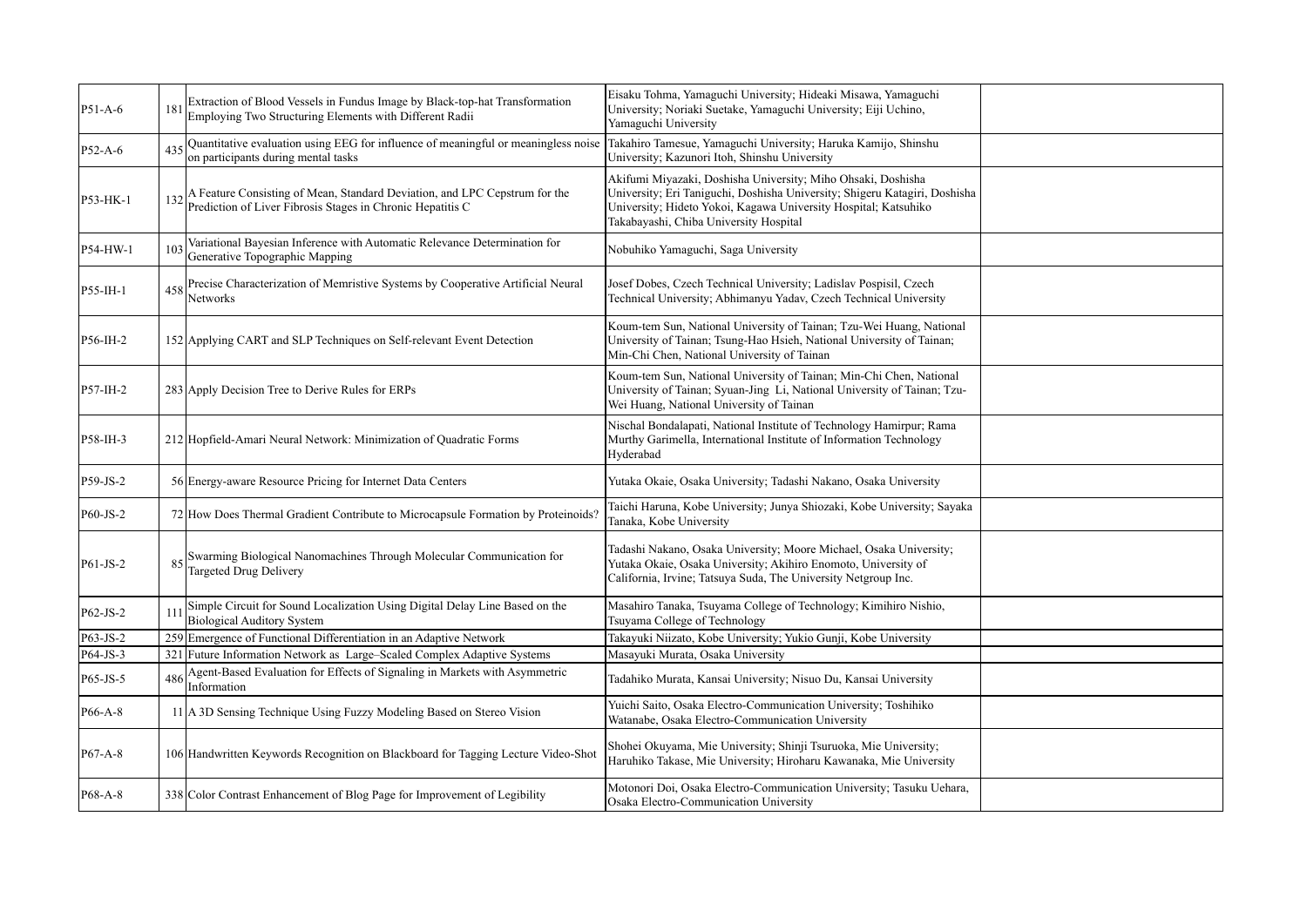| | | | | |
|---|---|---|---|---|
| P51-A-6 | 181 | Extraction of Blood Vessels in Fundus Image by Black-top-hat Transformation Employing Two Structuring Elements with Different Radii | Eisaku Tohma, Yamaguchi University; Hideaki Misawa, Yamaguchi University; Noriaki Suetake, Yamaguchi University; Eiji Uchino, Yamaguchi University | |
| P52-A-6 | 435 | Quantitative evaluation using EEG for influence of meaningful or meaningless noise on participants during mental tasks | Takahiro Tamesue, Yamaguchi University; Haruka Kamijo, Shinshu University; Kazunori Itoh, Shinshu University | |
| P53-HK-1 | 132 | A Feature Consisting of Mean, Standard Deviation, and LPC Cepstrum for the Prediction of Liver Fibrosis Stages in Chronic Hepatitis C | Akifumi Miyazaki, Doshisha University; Miho Ohsaki, Doshisha University; Eri Taniguchi, Doshisha University; Shigeru Katagiri, Doshisha University; Hideto Yokoi, Kagawa University Hospital; Katsuhiko Takabayashi, Chiba University Hospital | |
| P54-HW-1 | 103 | Variational Bayesian Inference with Automatic Relevance Determination for Generative Topographic Mapping | Nobuhiko Yamaguchi, Saga University | |
| P55-IH-1 | 458 | Precise Characterization of Memristive Systems by Cooperative Artificial Neural Networks | Josef Dobes, Czech Technical University; Ladislav Pospisil, Czech Technical University; Abhimanyu Yadav, Czech Technical University | |
| P56-IH-2 | 152 | Applying CART and SLP Techniques on Self-relevant Event Detection | Koum-tem Sun, National University of Tainan; Tzu-Wei Huang, National University of Tainan; Tsung-Hao Hsieh, National University of Tainan; Min-Chi Chen, National University of Tainan | |
| P57-IH-2 | 283 | Apply Decision Tree to Derive Rules for ERPs | Koum-tem Sun, National University of Tainan; Min-Chi Chen, National University of Tainan; Syuan-Jing Li, National University of Tainan; Tzu-Wei Huang, National University of Tainan | |
| P58-IH-3 | 212 | Hopfield-Amari Neural Network: Minimization of Quadratic Forms | Nischal Bondalapati, National Institute of Technology Hamirpur; Rama Murthy Garimella, International Institute of Information Technology Hyderabad | |
| P59-JS-2 | 56 | Energy-aware Resource Pricing for Internet Data Centers | Yutaka Okaie, Osaka University; Tadashi Nakano, Osaka University | |
| P60-JS-2 | 72 | How Does Thermal Gradient Contribute to Microcapsule Formation by Proteinoids? | Taichi Haruna, Kobe University; Junya Shiozaki, Kobe University; Sayaka Tanaka, Kobe University | |
| P61-JS-2 | 85 | Swarming Biological Nanomachines Through Molecular Communication for Targeted Drug Delivery | Tadashi Nakano, Osaka University; Moore Michael, Osaka University; Yutaka Okaie, Osaka University; Akihiro Enomoto, University of California, Irvine; Tatsuya Suda, The University Netgroup Inc. | |
| P62-JS-2 | 111 | Simple Circuit for Sound Localization Using Digital Delay Line Based on the Biological Auditory System | Masahiro Tanaka, Tsuyama College of Technology; Kimihiro Nishio, Tsuyama College of Technology | |
| P63-JS-2 | 259 | Emergence of Functional Differentiation in an Adaptive Network | Takayuki Niizato, Kobe University; Yukio Gunji, Kobe University | |
| P64-JS-3 | 321 | Future Information Network as Large–Scaled Complex Adaptive Systems | Masayuki Murata, Osaka University | |
| P65-JS-5 | 486 | Agent-Based Evaluation for Effects of Signaling in Markets with Asymmetric Information | Tadahiko Murata, Kansai University; Nisuo Du, Kansai University | |
| P66-A-8 | 11 | A 3D Sensing Technique Using Fuzzy Modeling Based on Stereo Vision | Yuichi Saito, Osaka Electro-Communication University; Toshihiko Watanabe, Osaka Electro-Communication University | |
| P67-A-8 | 106 | Handwritten Keywords Recognition on Blackboard for Tagging Lecture Video-Shot | Shohei Okuyama, Mie University; Shinji Tsuruoka, Mie University; Haruhiko Takase, Mie University; Hiroharu Kawanaka, Mie University | |
| P68-A-8 | 338 | Color Contrast Enhancement of Blog Page for Improvement of Legibility | Motonori Doi, Osaka Electro-Communication University; Tasuku Uehara, Osaka Electro-Communication University | |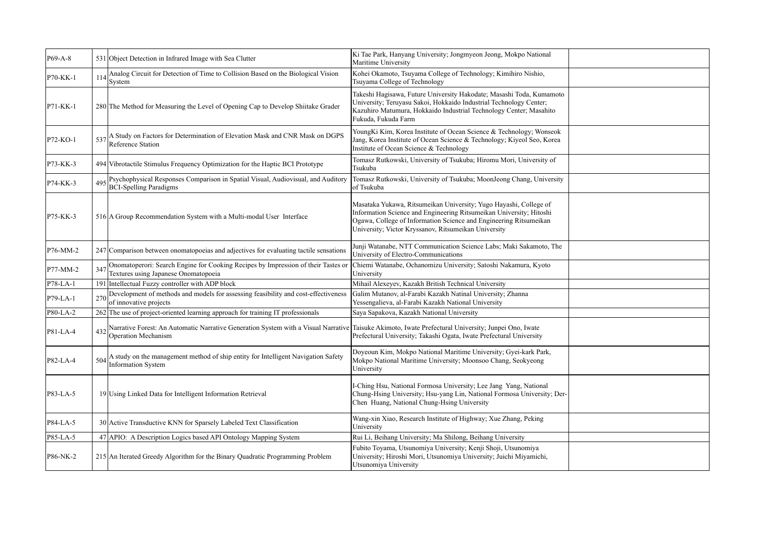| | | | | |
|---|---|---|---|---|
| P69-A-8 | 531 | Object Detection in Infrared Image with Sea Clutter | Ki Tae Park, Hanyang University; Jongmyeon Jeong, Mokpo National Maritime University | |
| P70-KK-1 | 114 | Analog Circuit for Detection of Time to Collision Based on the Biological Vision System | Kohei Okamoto, Tsuyama College of Technology; Kimihiro Nishio, Tsuyama College of Technology | |
| P71-KK-1 | 280 | The Method for Measuring the Level of Opening Cap to Develop Shiitake Grader | Takeshi Hagisawa, Future University Hakodate; Masashi Toda, Kumamoto University; Teruyasu Sakoi, Hokkaido Industrial Technology Center; Kazuhiro Matumura, Hokkaido Industrial Technology Center; Masahito Fukuda, Fukuda Farm | |
| P72-KO-1 | 537 | A Study on Factors for Determination of Elevation Mask and CNR Mask on DGPS Reference Station | YoungKi Kim, Korea Institute of Ocean Science & Technology; Wonseok Jang, Korea Institute of Ocean Science & Technology; Kiyeol Seo, Korea Institute of Ocean Science & Technology | |
| P73-KK-3 | 494 | Vibrotactile Stimulus Frequency Optimization for the Haptic BCI Prototype | Tomasz Rutkowski, University of Tsukuba; Hiromu Mori, University of Tsukuba | |
| P74-KK-3 | 495 | Psychophysical Responses Comparison in Spatial Visual, Audiovisual, and Auditory BCI-Spelling Paradigms | Tomasz Rutkowski, University of Tsukuba; MoonJeong Chang, University of Tsukuba | |
| P75-KK-3 | 516 | A Group Recommendation System with a Multi-modal User Interface | Masataka Yukawa, Ritsumeikan University; Yugo Hayashi, College of Information Science and Engineering Ritsumeikan University; Hitoshi Ogawa, College of Information Science and Engineering Ritsumeikan University; Victor Kryssanov, Ritsumeikan University | |
| P76-MM-2 | 247 | Comparison between onomatopoeias and adjectives for evaluating tactile sensations | Junji Watanabe, NTT Communication Science Labs; Maki Sakamoto, The University of Electro-Communications | |
| P77-MM-2 | 347 | Onomatoperori: Search Engine for Cooking Recipes by Impression of their Tastes or Textures using Japanese Onomatopoeia | Chiemi Watanabe, Ochanomizu University; Satoshi Nakamura, Kyoto University | |
| P78-LA-1 | 191 | Intellectual Fuzzy controller with ADP block | Mihail Alexeyev, Kazakh British Technical University | |
| P79-LA-1 | 270 | Development of methods and models for assessing feasibility and cost-effectiveness of innovative projects | Galim Mutanov, al-Farabi Kazakh Natinal University; Zhanna Yessengalieva, al-Farabi Kazakh National University | |
| P80-LA-2 | 262 | The use of project-oriented learning approach for training IT professionals | Saya Sapakova, Kazakh National University | |
| P81-LA-4 | 432 | Narrative Forest: An Automatic Narrative Generation System with a Visual Narrative Operation Mechanism | Taisuke Akimoto, Iwate Prefectural University; Junpei Ono, Iwate Prefectural University; Takashi Ogata, Iwate Prefectural University | |
| P82-LA-4 | 504 | A study on the management method of ship entity for Intelligent Navigation Safety Information System | Doyeoun Kim, Mokpo National Maritime University; Gyei-kark Park, Mokpo National Maritime University; Moonsoo Chang, Seokyeong University | |
| P83-LA-5 | 19 | Using Linked Data for Intelligent Information Retrieval | I-Ching Hsu, National Formosa University; Lee Jang Yang, National Chung-Hsing University; Hsu-yang Lin, National Formosa University; Der-Chen Huang, National Chung-Hsing University | |
| P84-LA-5 | 30 | Active Transductive KNN for Sparsely Labeled Text Classification | Wang-xin Xiao, Research Institute of Highway; Xue Zhang, Peking University | |
| P85-LA-5 | 47 | APIO: A Description Logics based API Ontology Mapping System | Rui Li, Beihang University; Ma Shilong, Beihang University | |
| P86-NK-2 | 215 | An Iterated Greedy Algorithm for the Binary Quadratic Programming Problem | Fubito Toyama, Utsunomiya University; Kenji Shoji, Utsunomiya University; Hiroshi Mori, Utsunomiya University; Juichi Miyamichi, Utsunomiya University | |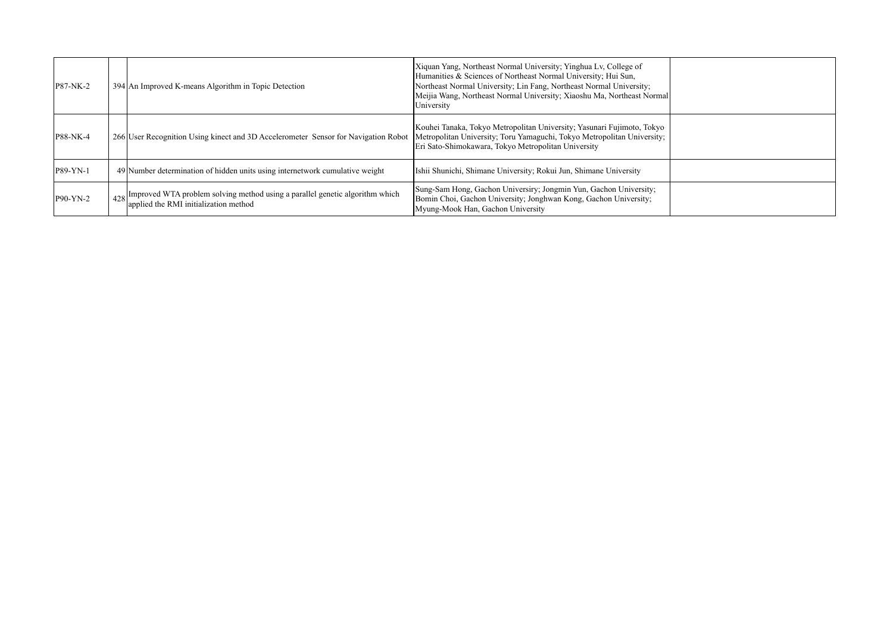| | | | | |
|---|---|---|---|---|
| P87-NK-2 | 394 | An Improved K-means Algorithm in Topic Detection | Xiquan Yang, Northeast Normal University; Yinghua Lv, College of Humanities & Sciences of Northeast Normal University; Hui Sun, Northeast Normal University; Lin Fang, Northeast Normal University; Meijia Wang, Northeast Normal University; Xiaoshu Ma, Northeast Normal University | |
| P88-NK-4 | 266 | User Recognition Using kinect and 3D Accelerometer Sensor for Navigation Robot | Kouhei Tanaka, Tokyo Metropolitan University; Yasunari Fujimoto, Tokyo Metropolitan University; Toru Yamaguchi, Tokyo Metropolitan University; Eri Sato-Shimokawara, Tokyo Metropolitan University | |
| P89-YN-1 | 49 | Number determination of hidden units using internetwork cumulative weight | Ishii Shunichi, Shimane University; Rokui Jun, Shimane University | |
| P90-YN-2 | 428 | Improved WTA problem solving method using a parallel genetic algorithm which applied the RMI initialization method | Sung-Sam Hong, Gachon Universiry; Jongmin Yun, Gachon University; Bomin Choi, Gachon University; Jonghwan Kong, Gachon University; Myung-Mook Han, Gachon University | |